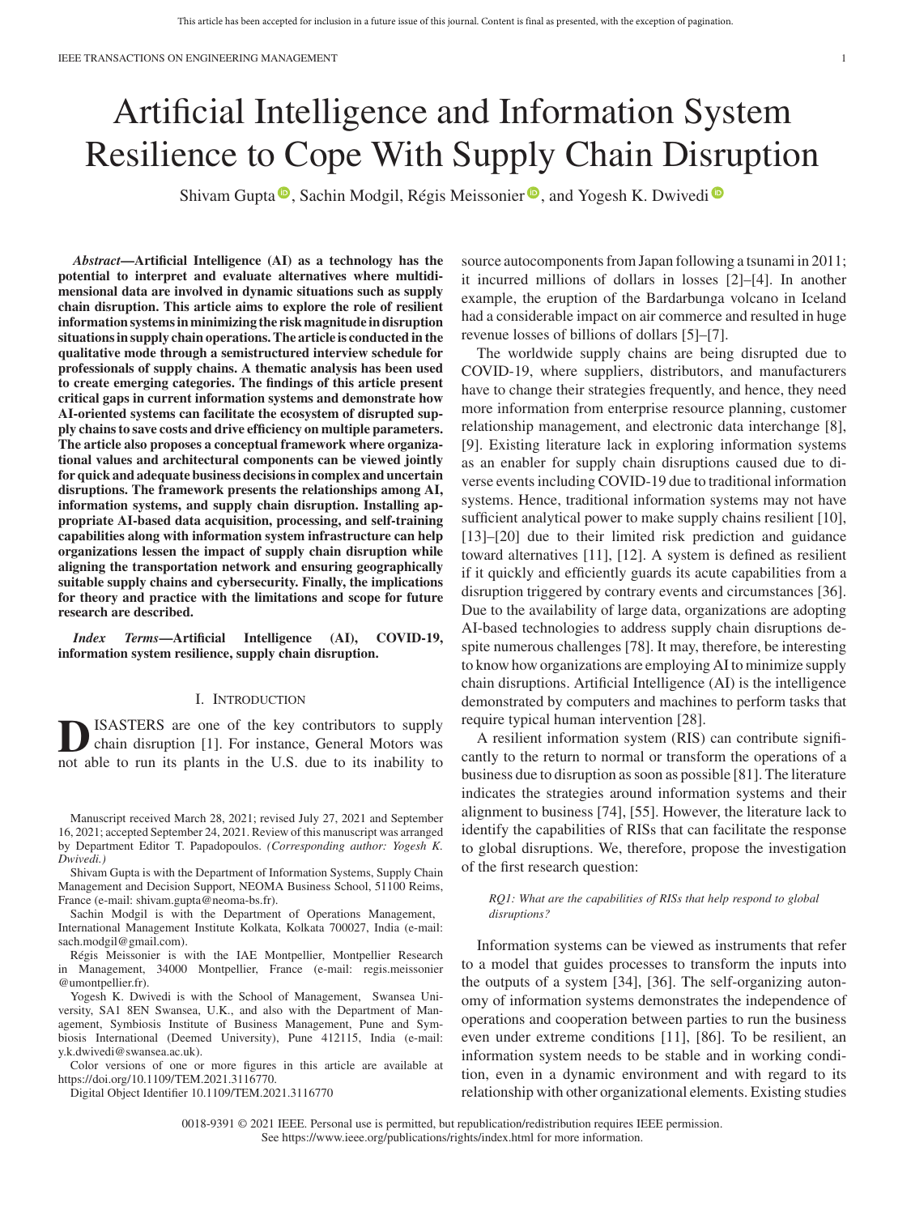# Artificial Intelligence and Information System Resilience to Cope With Supply Chain Disruption

Shivam Gupta, Sachin Modgil, Régis Meissonier, and Yogesh K. Dwivedi

***Abstract*—Artificial Intelligence (AI) as a technology has the potential to interpret and evaluate alternatives where multidimensional data are involved in dynamic situations such as supply chain disruption. This article aims to explore the role of resilient information systems in minimizing the risk magnitude in disruption situations in supply chain operations. The article is conducted in the qualitative mode through a semistructured interview schedule for professionals of supply chains. A thematic analysis has been used to create emerging categories. The findings of this article present critical gaps in current information systems and demonstrate how AI-oriented systems can facilitate the ecosystem of disrupted supply chains to save costs and drive efficiency on multiple parameters. The article also proposes a conceptual framework where organizational values and architectural components can be viewed jointly for quick and adequate business decisions in complex and uncertain disruptions. The framework presents the relationships among AI, information systems, and supply chain disruption. Installing appropriate AI-based data acquisition, processing, and self-training capabilities along with information system infrastructure can help organizations lessen the impact of supply chain disruption while aligning the transportation network and ensuring geographically suitable supply chains and cybersecurity. Finally, the implications for theory and practice with the limitations and scope for future research are described.**

***Index Terms*—Artificial Intelligence (AI), COVID-19, information system resilience, supply chain disruption.**

## I. Introduction

Disasters are one of the key contributors to supply chain disruption [1]. For instance, General Motors was not able to run its plants in the U.S. due to its inability to source autocomponents from Japan following a tsunami in 2011; it incurred millions of dollars in losses [2]–[4]. In another example, the eruption of the Bardarbunga volcano in Iceland had a considerable impact on air commerce and resulted in huge revenue losses of billions of dollars [5]–[7].

The worldwide supply chains are being disrupted due to COVID-19, where suppliers, distributors, and manufacturers have to change their strategies frequently, and hence, they need more information from enterprise resource planning, customer relationship management, and electronic data interchange [8], [9]. Existing literature lack in exploring information systems as an enabler for supply chain disruptions caused due to diverse events including COVID-19 due to traditional information systems. Hence, traditional information systems may not have sufficient analytical power to make supply chains resilient [10], [13]–[20] due to their limited risk prediction and guidance toward alternatives [11], [12]. A system is defined as resilient if it quickly and efficiently guards its acute capabilities from a disruption triggered by contrary events and circumstances [36]. Due to the availability of large data, organizations are adopting AI-based technologies to address supply chain disruptions despite numerous challenges [78]. It may, therefore, be interesting to know how organizations are employing AI to minimize supply chain disruptions. Artificial Intelligence (AI) is the intelligence demonstrated by computers and machines to perform tasks that require typical human intervention [28].

A resilient information system (RIS) can contribute significantly to the return to normal or transform the operations of a business due to disruption as soon as possible [81]. The literature indicates the strategies around information systems and their alignment to business [74], [55]. However, the literature lack to identify the capabilities of RISs that can facilitate the response to global disruptions. We, therefore, propose the investigation of the first research question:

*RQ1: What are the capabilities of RISs that help respond to global disruptions?*

Information systems can be viewed as instruments that refer to a model that guides processes to transform the inputs into the outputs of a system [34], [36]. The self-organizing autonomy of information systems demonstrates the independence of operations and cooperation between parties to run the business even under extreme conditions [11], [86]. To be resilient, an information system needs to be stable and in working condition, even in a dynamic environment and with regard to its relationship with other organizational elements. Existing studies

Manuscript received March 28, 2021; revised July 27, 2021 and September 16, 2021; accepted September 24, 2021. Review of this manuscript was arranged by Department Editor T. Papadopoulos. *(Corresponding author: Yogesh K. Dwivedi.)*

Shivam Gupta is with the Department of Information Systems, Supply Chain Management and Decision Support, NEOMA Business School, 51100 Reims, France (e-mail: shivam.gupta@neoma-bs.fr).

Sachin Modgil is with the Department of Operations Management, International Management Institute Kolkata, Kolkata 700027, India (e-mail: sach.modgil@gmail.com).

Régis Meissonier is with the IAE Montpellier, Montpellier Research in Management, 34000 Montpellier, France (e-mail: regis.meissonier@umontpellier.fr).

Yogesh K. Dwivedi is with the School of Management, Swansea University, SA1 8EN Swansea, U.K., and also with the Department of Management, Symbiosis Institute of Business Management, Pune and Symbiosis International (Deemed University), Pune 412115, India (e-mail: y.k.dwivedi@swansea.ac.uk).

Color versions of one or more figures in this article are available at https://doi.org/10.1109/TEM.2021.3116770.

Digital Object Identifier 10.1109/TEM.2021.3116770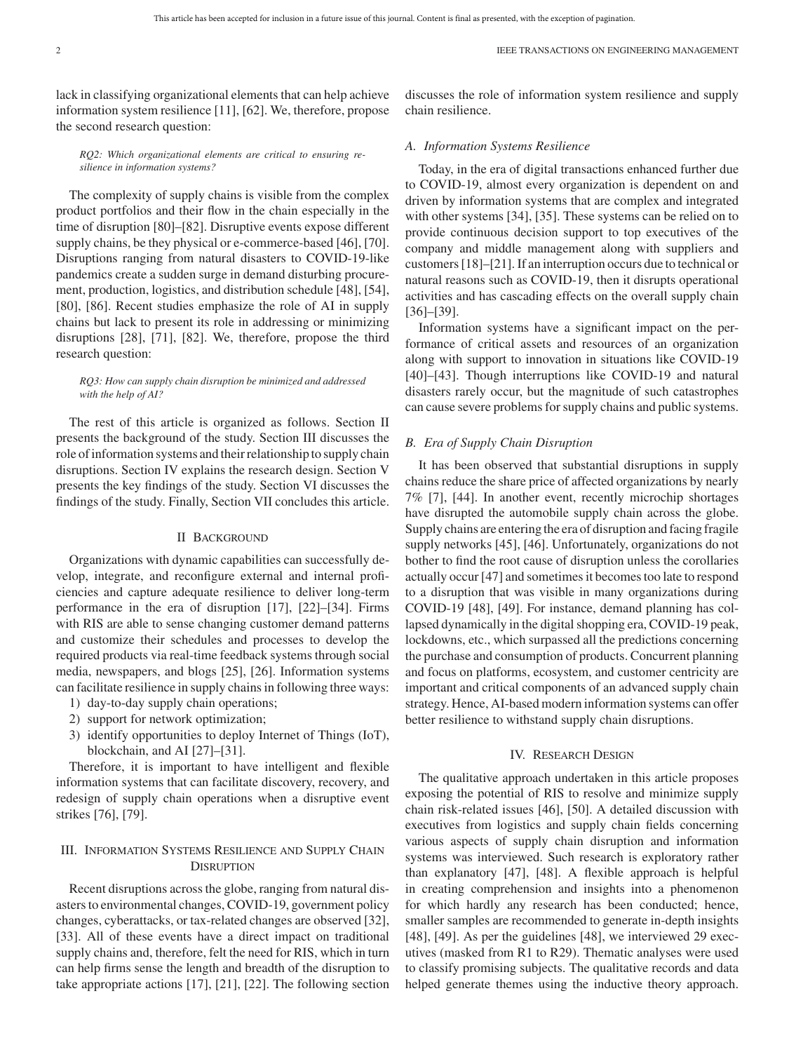lack in classifying organizational elements that can help achieve information system resilience [11], [62]. We, therefore, propose the second research question:

*RQ2: Which organizational elements are critical to ensuring resilience in information systems?*

The complexity of supply chains is visible from the complex product portfolios and their flow in the chain especially in the time of disruption [80]–[82]. Disruptive events expose different supply chains, be they physical or e-commerce-based [46], [70]. Disruptions ranging from natural disasters to COVID-19-like pandemics create a sudden surge in demand disturbing procurement, production, logistics, and distribution schedule [48], [54], [80], [86]. Recent studies emphasize the role of AI in supply chains but lack to present its role in addressing or minimizing disruptions [28], [71], [82]. We, therefore, propose the third research question:

*RQ3: How can supply chain disruption be minimized and addressed with the help of AI?*

The rest of this article is organized as follows. Section II presents the background of the study. Section III discusses the role of information systems and their relationship to supply chain disruptions. Section IV explains the research design. Section V presents the key findings of the study. Section VI discusses the findings of the study. Finally, Section VII concludes this article.

## II Background

Organizations with dynamic capabilities can successfully develop, integrate, and reconfigure external and internal proficiencies and capture adequate resilience to deliver long-term performance in the era of disruption [17], [22]–[34]. Firms with RIS are able to sense changing customer demand patterns and customize their schedules and processes to develop the required products via real-time feedback systems through social media, newspapers, and blogs [25], [26]. Information systems can facilitate resilience in supply chains in following three ways:

1) day-to-day supply chain operations;
2) support for network optimization;
3) identify opportunities to deploy Internet of Things (IoT), blockchain, and AI [27]–[31].

Therefore, it is important to have intelligent and flexible information systems that can facilitate discovery, recovery, and redesign of supply chain operations when a disruptive event strikes [76], [79].

## III. Information Systems Resilience and Supply Chain Disruption

Recent disruptions across the globe, ranging from natural disasters to environmental changes, COVID-19, government policy changes, cyberattacks, or tax-related changes are observed [32], [33]. All of these events have a direct impact on traditional supply chains and, therefore, felt the need for RIS, which in turn can help firms sense the length and breadth of the disruption to take appropriate actions [17], [21], [22]. The following section discusses the role of information system resilience and supply chain resilience.

### A. Information Systems Resilience

Today, in the era of digital transactions enhanced further due to COVID-19, almost every organization is dependent on and driven by information systems that are complex and integrated with other systems [34], [35]. These systems can be relied on to provide continuous decision support to top executives of the company and middle management along with suppliers and customers [18]–[21]. If an interruption occurs due to technical or natural reasons such as COVID-19, then it disrupts operational activities and has cascading effects on the overall supply chain [36]–[39].

Information systems have a significant impact on the performance of critical assets and resources of an organization along with support to innovation in situations like COVID-19 [40]–[43]. Though interruptions like COVID-19 and natural disasters rarely occur, but the magnitude of such catastrophes can cause severe problems for supply chains and public systems.

### B. Era of Supply Chain Disruption

It has been observed that substantial disruptions in supply chains reduce the share price of affected organizations by nearly 7% [7], [44]. In another event, recently microchip shortages have disrupted the automobile supply chain across the globe. Supply chains are entering the era of disruption and facing fragile supply networks [45], [46]. Unfortunately, organizations do not bother to find the root cause of disruption unless the corollaries actually occur [47] and sometimes it becomes too late to respond to a disruption that was visible in many organizations during COVID-19 [48], [49]. For instance, demand planning has collapsed dynamically in the digital shopping era, COVID-19 peak, lockdowns, etc., which surpassed all the predictions concerning the purchase and consumption of products. Concurrent planning and focus on platforms, ecosystem, and customer centricity are important and critical components of an advanced supply chain strategy. Hence, AI-based modern information systems can offer better resilience to withstand supply chain disruptions.

## IV. Research Design

The qualitative approach undertaken in this article proposes exposing the potential of RIS to resolve and minimize supply chain risk-related issues [46], [50]. A detailed discussion with executives from logistics and supply chain fields concerning various aspects of supply chain disruption and information systems was interviewed. Such research is exploratory rather than explanatory [47], [48]. A flexible approach is helpful in creating comprehension and insights into a phenomenon for which hardly any research has been conducted; hence, smaller samples are recommended to generate in-depth insights [48], [49]. As per the guidelines [48], we interviewed 29 executives (masked from R1 to R29). Thematic analyses were used to classify promising subjects. The qualitative records and data helped generate themes using the inductive theory approach.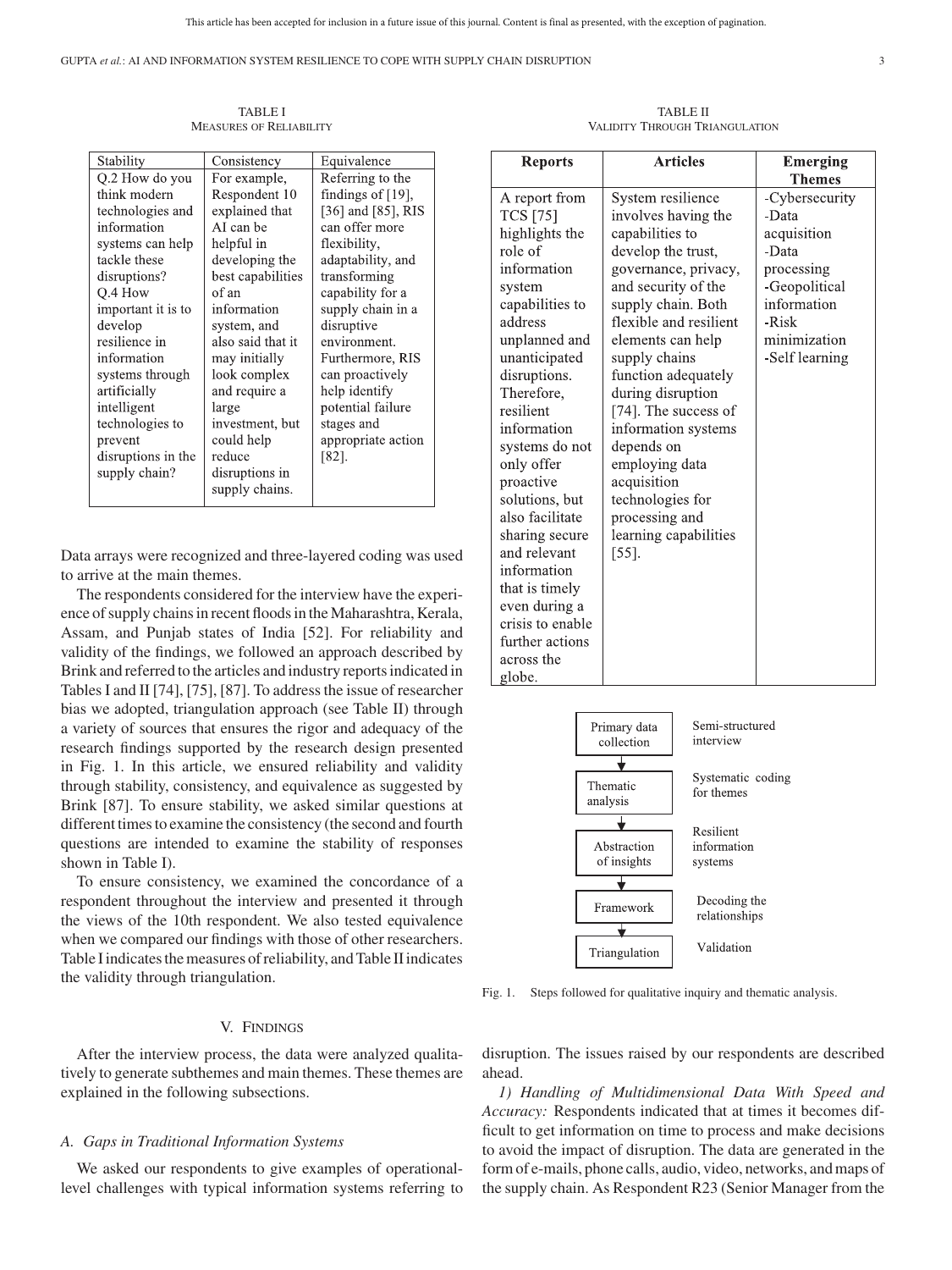TABLE I
MEASURES OF RELIABILITY

| Stability | Consistency | Equivalence |
|---|---|---|
| Q.2 How do you think modern technologies and information systems can help tackle these disruptions? Q.4 How important it is to develop resilience in information systems through artificially intelligent technologies to prevent disruptions in the supply chain? | For example, Respondent 10 explained that AI can be helpful in developing the best capabilities of an information system, and also said that it may initially look complex and require a large investment, but could help reduce disruptions in supply chains. | Referring to the findings of [19], [36] and [85], RIS can offer more flexibility, adaptability, and transforming capability for a supply chain in a disruptive environment. Furthermore, RIS can proactively help identify potential failure stages and appropriate action [82]. |

Data arrays were recognized and three-layered coding was used to arrive at the main themes.

The respondents considered for the interview have the experience of supply chains in recent floods in the Maharashtra, Kerala, Assam, and Punjab states of India [52]. For reliability and validity of the findings, we followed an approach described by Brink and referred to the articles and industry reports indicated in Tables I and II [74], [75], [87]. To address the issue of researcher bias we adopted, triangulation approach (see Table II) through a variety of sources that ensures the rigor and adequacy of the research findings supported by the research design presented in Fig. 1. In this article, we ensured reliability and validity through stability, consistency, and equivalence as suggested by Brink [87]. To ensure stability, we asked similar questions at different times to examine the consistency (the second and fourth questions are intended to examine the stability of responses shown in Table I).

To ensure consistency, we examined the concordance of a respondent throughout the interview and presented it through the views of the 10th respondent. We also tested equivalence when we compared our findings with those of other researchers. Table I indicates the measures of reliability, and Table II indicates the validity through triangulation.

TABLE II
VALIDITY THROUGH TRIANGULATION

| Reports | Articles | Emerging Themes |
|---|---|---|
| A report from TCS [75] highlights the role of information system capabilities to address unplanned and unanticipated disruptions. Therefore, resilient information systems do not only offer proactive solutions, but also facilitate sharing secure and relevant information that is timely even during a crisis to enable further actions across the globe. | System resilience involves having the capabilities to develop the trust, governance, privacy, and security of the supply chain. Both flexible and resilient elements can help supply chains function adequately during disruption [74]. The success of information systems depends on employing data acquisition technologies for processing and learning capabilities [55]. | -Cybersecurity -Data acquisition -Data processing -Geopolitical information -Risk minimization -Self learning |

| Step | Description |
|---|---|
| Primary data collection | Semi-structured interview |
| Thematic analysis | Systematic coding for themes |
| Abstraction of insights | Resilient information systems |
| Framework | Decoding the relationships |
| Triangulation | Validation |

Fig. 1. Steps followed for qualitative inquiry and thematic analysis.

## V. FINDINGS

After the interview process, the data were analyzed qualitatively to generate subthemes and main themes. These themes are explained in the following subsections.

### A. Gaps in Traditional Information Systems

We asked our respondents to give examples of operational-level challenges with typical information systems referring to disruption. The issues raised by our respondents are described ahead.

*1) Handling of Multidimensional Data With Speed and Accuracy:* Respondents indicated that at times it becomes difficult to get information on time to process and make decisions to avoid the impact of disruption. The data are generated in the form of e-mails, phone calls, audio, video, networks, and maps of the supply chain. As Respondent R23 (Senior Manager from the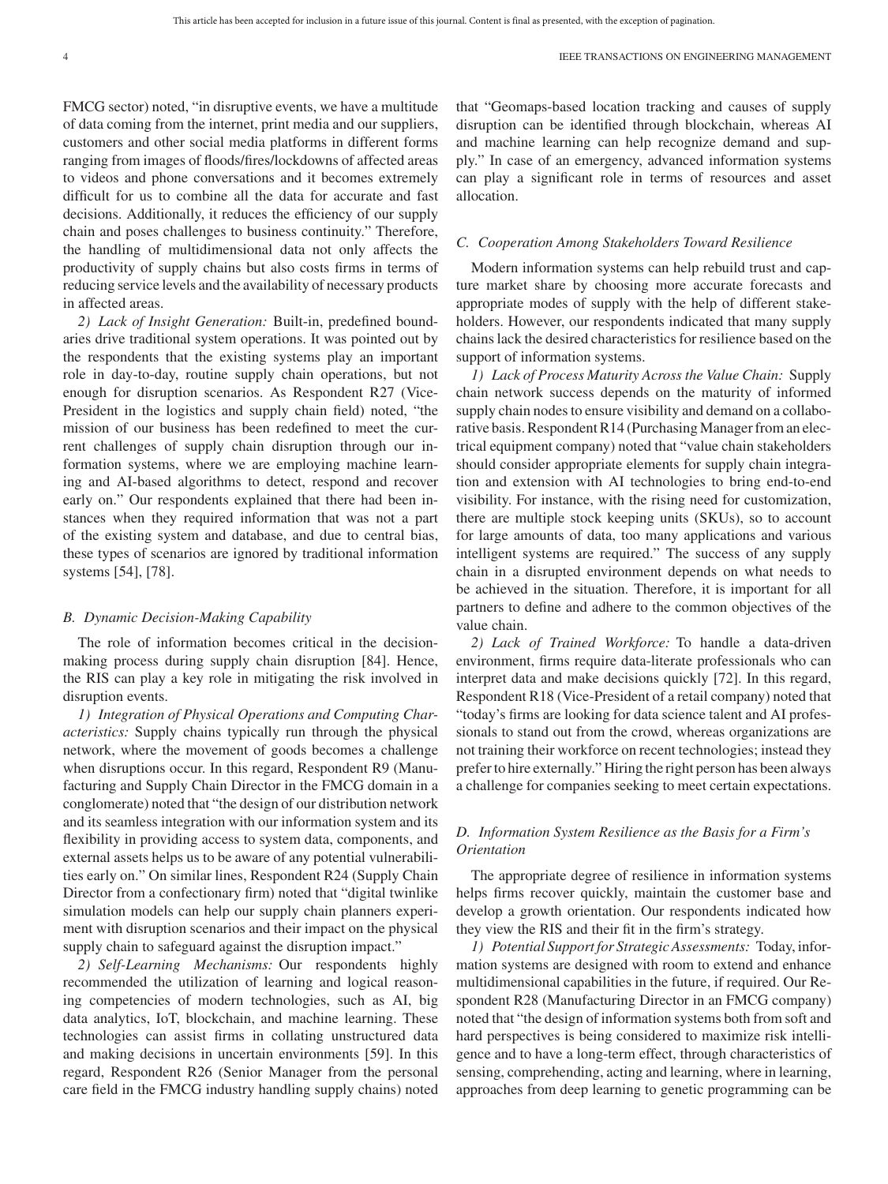FMCG sector) noted, "in disruptive events, we have a multitude of data coming from the internet, print media and our suppliers, customers and other social media platforms in different forms ranging from images of floods/fires/lockdowns of affected areas to videos and phone conversations and it becomes extremely difficult for us to combine all the data for accurate and fast decisions. Additionally, it reduces the efficiency of our supply chain and poses challenges to business continuity." Therefore, the handling of multidimensional data not only affects the productivity of supply chains but also costs firms in terms of reducing service levels and the availability of necessary products in affected areas.

*2) Lack of Insight Generation:* Built-in, predefined boundaries drive traditional system operations. It was pointed out by the respondents that the existing systems play an important role in day-to-day, routine supply chain operations, but not enough for disruption scenarios. As Respondent R27 (Vice-President in the logistics and supply chain field) noted, "the mission of our business has been redefined to meet the current challenges of supply chain disruption through our information systems, where we are employing machine learning and AI-based algorithms to detect, respond and recover early on." Our respondents explained that there had been instances when they required information that was not a part of the existing system and database, and due to central bias, these types of scenarios are ignored by traditional information systems [54], [78].

### *B. Dynamic Decision-Making Capability*

The role of information becomes critical in the decision-making process during supply chain disruption [84]. Hence, the RIS can play a key role in mitigating the risk involved in disruption events.

*1) Integration of Physical Operations and Computing Characteristics:* Supply chains typically run through the physical network, where the movement of goods becomes a challenge when disruptions occur. In this regard, Respondent R9 (Manufacturing and Supply Chain Director in the FMCG domain in a conglomerate) noted that "the design of our distribution network and its seamless integration with our information system and its flexibility in providing access to system data, components, and external assets helps us to be aware of any potential vulnerabilities early on." On similar lines, Respondent R24 (Supply Chain Director from a confectionary firm) noted that "digital twinlike simulation models can help our supply chain planners experiment with disruption scenarios and their impact on the physical supply chain to safeguard against the disruption impact."

*2) Self-Learning Mechanisms:* Our respondents highly recommended the utilization of learning and logical reasoning competencies of modern technologies, such as AI, big data analytics, IoT, blockchain, and machine learning. These technologies can assist firms in collating unstructured data and making decisions in uncertain environments [59]. In this regard, Respondent R26 (Senior Manager from the personal care field in the FMCG industry handling supply chains) noted that "Geomaps-based location tracking and causes of supply disruption can be identified through blockchain, whereas AI and machine learning can help recognize demand and supply." In case of an emergency, advanced information systems can play a significant role in terms of resources and asset allocation.

### *C. Cooperation Among Stakeholders Toward Resilience*

Modern information systems can help rebuild trust and capture market share by choosing more accurate forecasts and appropriate modes of supply with the help of different stakeholders. However, our respondents indicated that many supply chains lack the desired characteristics for resilience based on the support of information systems.

*1) Lack of Process Maturity Across the Value Chain:* Supply chain network success depends on the maturity of informed supply chain nodes to ensure visibility and demand on a collaborative basis. Respondent R14 (Purchasing Manager from an electrical equipment company) noted that "value chain stakeholders should consider appropriate elements for supply chain integration and extension with AI technologies to bring end-to-end visibility. For instance, with the rising need for customization, there are multiple stock keeping units (SKUs), so to account for large amounts of data, too many applications and various intelligent systems are required." The success of any supply chain in a disrupted environment depends on what needs to be achieved in the situation. Therefore, it is important for all partners to define and adhere to the common objectives of the value chain.

*2) Lack of Trained Workforce:* To handle a data-driven environment, firms require data-literate professionals who can interpret data and make decisions quickly [72]. In this regard, Respondent R18 (Vice-President of a retail company) noted that "today's firms are looking for data science talent and AI professionals to stand out from the crowd, whereas organizations are not training their workforce on recent technologies; instead they prefer to hire externally." Hiring the right person has been always a challenge for companies seeking to meet certain expectations.

### *D. Information System Resilience as the Basis for a Firm's Orientation*

The appropriate degree of resilience in information systems helps firms recover quickly, maintain the customer base and develop a growth orientation. Our respondents indicated how they view the RIS and their fit in the firm's strategy.

*1) Potential Support for Strategic Assessments:* Today, information systems are designed with room to extend and enhance multidimensional capabilities in the future, if required. Our Respondent R28 (Manufacturing Director in an FMCG company) noted that "the design of information systems both from soft and hard perspectives is being considered to maximize risk intelligence and to have a long-term effect, through characteristics of sensing, comprehending, acting and learning, where in learning, approaches from deep learning to genetic programming can be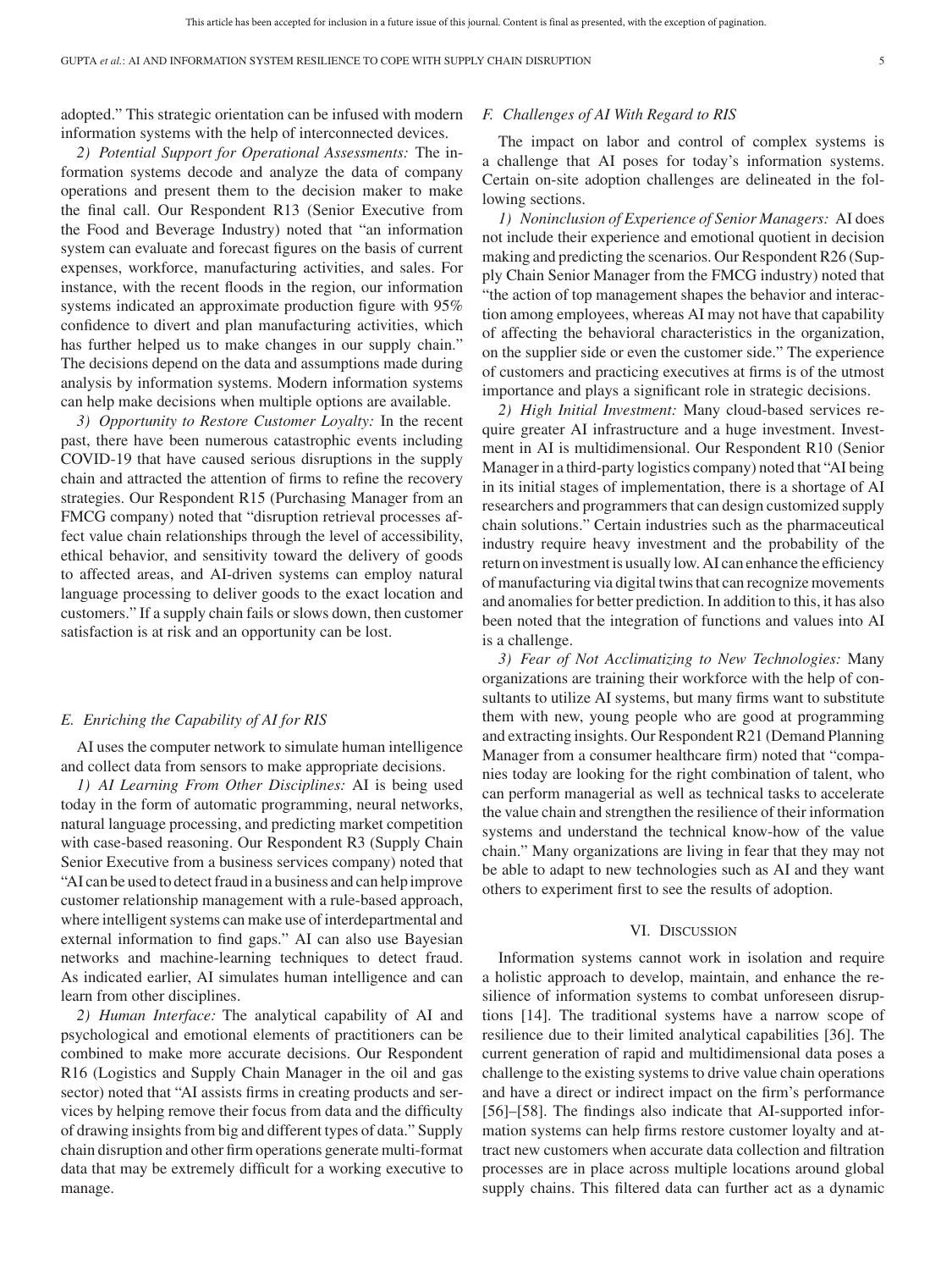adopted." This strategic orientation can be infused with modern information systems with the help of interconnected devices.

*2) Potential Support for Operational Assessments:* The information systems decode and analyze the data of company operations and present them to the decision maker to make the final call. Our Respondent R13 (Senior Executive from the Food and Beverage Industry) noted that "an information system can evaluate and forecast figures on the basis of current expenses, workforce, manufacturing activities, and sales. For instance, with the recent floods in the region, our information systems indicated an approximate production figure with 95% confidence to divert and plan manufacturing activities, which has further helped us to make changes in our supply chain." The decisions depend on the data and assumptions made during analysis by information systems. Modern information systems can help make decisions when multiple options are available.

*3) Opportunity to Restore Customer Loyalty:* In the recent past, there have been numerous catastrophic events including COVID-19 that have caused serious disruptions in the supply chain and attracted the attention of firms to refine the recovery strategies. Our Respondent R15 (Purchasing Manager from an FMCG company) noted that "disruption retrieval processes affect value chain relationships through the level of accessibility, ethical behavior, and sensitivity toward the delivery of goods to affected areas, and AI-driven systems can employ natural language processing to deliver goods to the exact location and customers." If a supply chain fails or slows down, then customer satisfaction is at risk and an opportunity can be lost.

### *E. Enriching the Capability of AI for RIS*

AI uses the computer network to simulate human intelligence and collect data from sensors to make appropriate decisions.

*1) AI Learning From Other Disciplines:* AI is being used today in the form of automatic programming, neural networks, natural language processing, and predicting market competition with case-based reasoning. Our Respondent R3 (Supply Chain Senior Executive from a business services company) noted that "AI can be used to detect fraud in a business and can help improve customer relationship management with a rule-based approach, where intelligent systems can make use of interdepartmental and external information to find gaps." AI can also use Bayesian networks and machine-learning techniques to detect fraud. As indicated earlier, AI simulates human intelligence and can learn from other disciplines.

*2) Human Interface:* The analytical capability of AI and psychological and emotional elements of practitioners can be combined to make more accurate decisions. Our Respondent R16 (Logistics and Supply Chain Manager in the oil and gas sector) noted that "AI assists firms in creating products and services by helping remove their focus from data and the difficulty of drawing insights from big and different types of data." Supply chain disruption and other firm operations generate multi-format data that may be extremely difficult for a working executive to manage.

### *F. Challenges of AI With Regard to RIS*

The impact on labor and control of complex systems is a challenge that AI poses for today's information systems. Certain on-site adoption challenges are delineated in the following sections.

*1) Noninclusion of Experience of Senior Managers:* AI does not include their experience and emotional quotient in decision making and predicting the scenarios. Our Respondent R26 (Supply Chain Senior Manager from the FMCG industry) noted that "the action of top management shapes the behavior and interaction among employees, whereas AI may not have that capability of affecting the behavioral characteristics in the organization, on the supplier side or even the customer side." The experience of customers and practicing executives at firms is of the utmost importance and plays a significant role in strategic decisions.

*2) High Initial Investment:* Many cloud-based services require greater AI infrastructure and a huge investment. Investment in AI is multidimensional. Our Respondent R10 (Senior Manager in a third-party logistics company) noted that "AI being in its initial stages of implementation, there is a shortage of AI researchers and programmers that can design customized supply chain solutions." Certain industries such as the pharmaceutical industry require heavy investment and the probability of the return on investment is usually low. AI can enhance the efficiency of manufacturing via digital twins that can recognize movements and anomalies for better prediction. In addition to this, it has also been noted that the integration of functions and values into AI is a challenge.

*3) Fear of Not Acclimatizing to New Technologies:* Many organizations are training their workforce with the help of consultants to utilize AI systems, but many firms want to substitute them with new, young people who are good at programming and extracting insights. Our Respondent R21 (Demand Planning Manager from a consumer healthcare firm) noted that "companies today are looking for the right combination of talent, who can perform managerial as well as technical tasks to accelerate the value chain and strengthen the resilience of their information systems and understand the technical know-how of the value chain." Many organizations are living in fear that they may not be able to adapt to new technologies such as AI and they want others to experiment first to see the results of adoption.

## VI. Discussion

Information systems cannot work in isolation and require a holistic approach to develop, maintain, and enhance the resilience of information systems to combat unforeseen disruptions [14]. The traditional systems have a narrow scope of resilience due to their limited analytical capabilities [36]. The current generation of rapid and multidimensional data poses a challenge to the existing systems to drive value chain operations and have a direct or indirect impact on the firm's performance [56]–[58]. The findings also indicate that AI-supported information systems can help firms restore customer loyalty and attract new customers when accurate data collection and filtration processes are in place across multiple locations around global supply chains. This filtered data can further act as a dynamic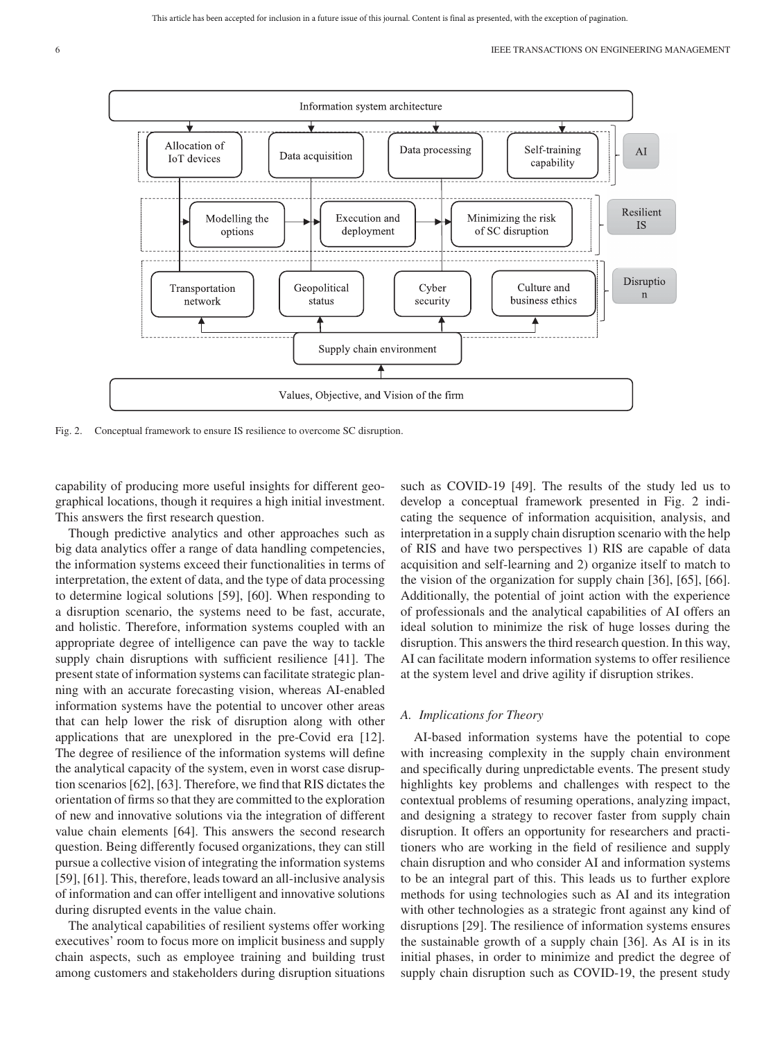Fig. 2. Conceptual framework to ensure IS resilience to overcome SC disruption.

capability of producing more useful insights for different geographical locations, though it requires a high initial investment. This answers the first research question.

Though predictive analytics and other approaches such as big data analytics offer a range of data handling competencies, the information systems exceed their functionalities in terms of interpretation, the extent of data, and the type of data processing to determine logical solutions [59], [60]. When responding to a disruption scenario, the systems need to be fast, accurate, and holistic. Therefore, information systems coupled with an appropriate degree of intelligence can pave the way to tackle supply chain disruptions with sufficient resilience [41]. The present state of information systems can facilitate strategic planning with an accurate forecasting vision, whereas AI-enabled information systems have the potential to uncover other areas that can help lower the risk of disruption along with other applications that are unexplored in the pre-Covid era [12]. The degree of resilience of the information systems will define the analytical capacity of the system, even in worst case disruption scenarios [62], [63]. Therefore, we find that RIS dictates the orientation of firms so that they are committed to the exploration of new and innovative solutions via the integration of different value chain elements [64]. This answers the second research question. Being differently focused organizations, they can still pursue a collective vision of integrating the information systems [59], [61]. This, therefore, leads toward an all-inclusive analysis of information and can offer intelligent and innovative solutions during disrupted events in the value chain.

The analytical capabilities of resilient systems offer working executives' room to focus more on implicit business and supply chain aspects, such as employee training and building trust among customers and stakeholders during disruption situations such as COVID-19 [49]. The results of the study led us to develop a conceptual framework presented in Fig. 2 indicating the sequence of information acquisition, analysis, and interpretation in a supply chain disruption scenario with the help of RIS and have two perspectives 1) RIS are capable of data acquisition and self-learning and 2) organize itself to match to the vision of the organization for supply chain [36], [65], [66]. Additionally, the potential of joint action with the experience of professionals and the analytical capabilities of AI offers an ideal solution to minimize the risk of huge losses during the disruption. This answers the third research question. In this way, AI can facilitate modern information systems to offer resilience at the system level and drive agility if disruption strikes.

### A. Implications for Theory

AI-based information systems have the potential to cope with increasing complexity in the supply chain environment and specifically during unpredictable events. The present study highlights key problems and challenges with respect to the contextual problems of resuming operations, analyzing impact, and designing a strategy to recover faster from supply chain disruption. It offers an opportunity for researchers and practitioners who are working in the field of resilience and supply chain disruption and who consider AI and information systems to be an integral part of this. This leads us to further explore methods for using technologies such as AI and its integration with other technologies as a strategic front against any kind of disruptions [29]. The resilience of information systems ensures the sustainable growth of a supply chain [36]. As AI is in its initial phases, in order to minimize and predict the degree of supply chain disruption such as COVID-19, the present study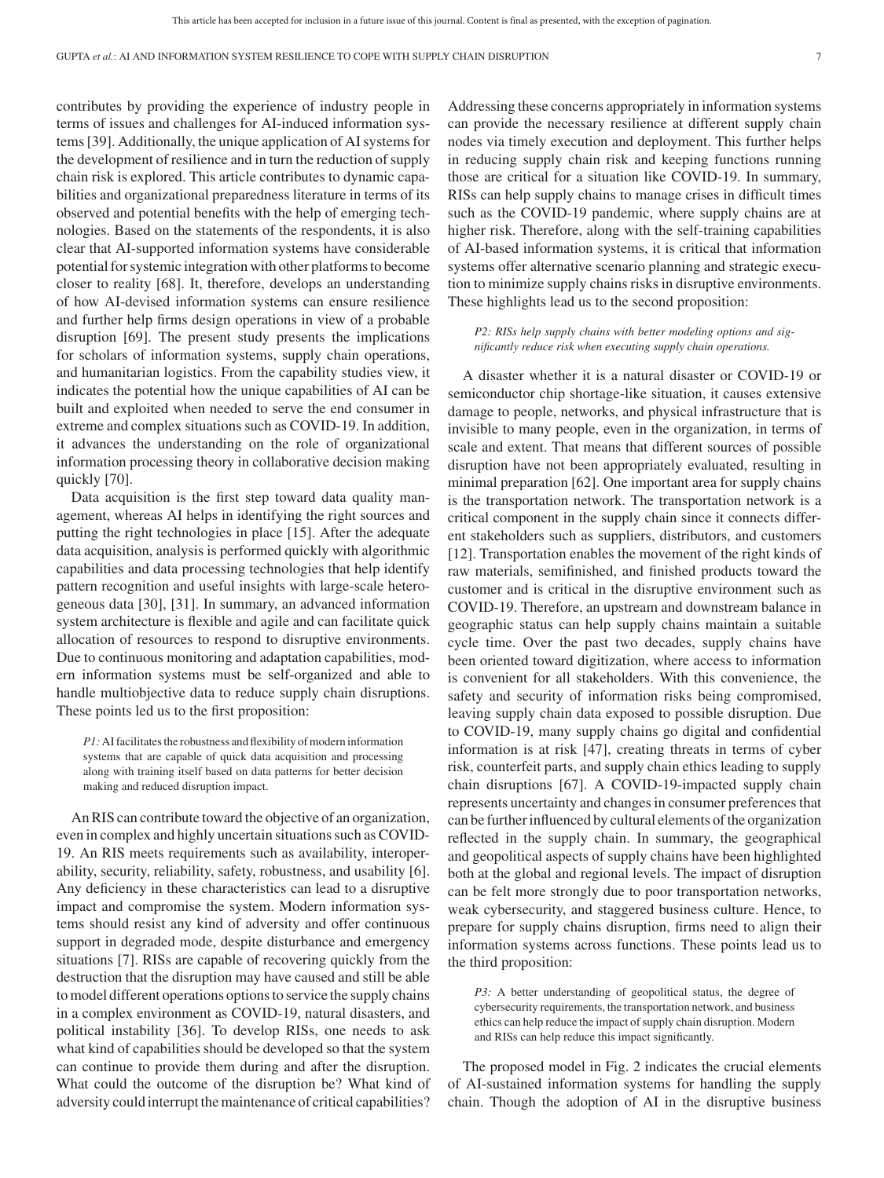contributes by providing the experience of industry people in terms of issues and challenges for AI-induced information systems [39]. Additionally, the unique application of AI systems for the development of resilience and in turn the reduction of supply chain risk is explored. This article contributes to dynamic capabilities and organizational preparedness literature in terms of its observed and potential benefits with the help of emerging technologies. Based on the statements of the respondents, it is also clear that AI-supported information systems have considerable potential for systemic integration with other platforms to become closer to reality [68]. It, therefore, develops an understanding of how AI-devised information systems can ensure resilience and further help firms design operations in view of a probable disruption [69]. The present study presents the implications for scholars of information systems, supply chain operations, and humanitarian logistics. From the capability studies view, it indicates the potential how the unique capabilities of AI can be built and exploited when needed to serve the end consumer in extreme and complex situations such as COVID-19. In addition, it advances the understanding on the role of organizational information processing theory in collaborative decision making quickly [70].

Data acquisition is the first step toward data quality management, whereas AI helps in identifying the right sources and putting the right technologies in place [15]. After the adequate data acquisition, analysis is performed quickly with algorithmic capabilities and data processing technologies that help identify pattern recognition and useful insights with large-scale heterogeneous data [30], [31]. In summary, an advanced information system architecture is flexible and agile and can facilitate quick allocation of resources to respond to disruptive environments. Due to continuous monitoring and adaptation capabilities, modern information systems must be self-organized and able to handle multiobjective data to reduce supply chain disruptions. These points led us to the first proposition:

> *P1:* AI facilitates the robustness and flexibility of modern information systems that are capable of quick data acquisition and processing along with training itself based on data patterns for better decision making and reduced disruption impact.

An RIS can contribute toward the objective of an organization, even in complex and highly uncertain situations such as COVID-19. An RIS meets requirements such as availability, interoperability, security, reliability, safety, robustness, and usability [6]. Any deficiency in these characteristics can lead to a disruptive impact and compromise the system. Modern information systems should resist any kind of adversity and offer continuous support in degraded mode, despite disturbance and emergency situations [7]. RISs are capable of recovering quickly from the destruction that the disruption may have caused and still be able to model different operations options to service the supply chains in a complex environment as COVID-19, natural disasters, and political instability [36]. To develop RISs, one needs to ask what kind of capabilities should be developed so that the system can continue to provide them during and after the disruption. What could the outcome of the disruption be? What kind of adversity could interrupt the maintenance of critical capabilities? Addressing these concerns appropriately in information systems can provide the necessary resilience at different supply chain nodes via timely execution and deployment. This further helps in reducing supply chain risk and keeping functions running those are critical for a situation like COVID-19. In summary, RISs can help supply chains to manage crises in difficult times such as the COVID-19 pandemic, where supply chains are at higher risk. Therefore, along with the self-training capabilities of AI-based information systems, it is critical that information systems offer alternative scenario planning and strategic execution to minimize supply chains risks in disruptive environments. These highlights lead us to the second proposition:

> *P2: RISs help supply chains with better modeling options and significantly reduce risk when executing supply chain operations.*

A disaster whether it is a natural disaster or COVID-19 or semiconductor chip shortage-like situation, it causes extensive damage to people, networks, and physical infrastructure that is invisible to many people, even in the organization, in terms of scale and extent. That means that different sources of possible disruption have not been appropriately evaluated, resulting in minimal preparation [62]. One important area for supply chains is the transportation network. The transportation network is a critical component in the supply chain since it connects different stakeholders such as suppliers, distributors, and customers [12]. Transportation enables the movement of the right kinds of raw materials, semifinished, and finished products toward the customer and is critical in the disruptive environment such as COVID-19. Therefore, an upstream and downstream balance in geographic status can help supply chains maintain a suitable cycle time. Over the past two decades, supply chains have been oriented toward digitization, where access to information is convenient for all stakeholders. With this convenience, the safety and security of information risks being compromised, leaving supply chain data exposed to possible disruption. Due to COVID-19, many supply chains go digital and confidential information is at risk [47], creating threats in terms of cyber risk, counterfeit parts, and supply chain ethics leading to supply chain disruptions [67]. A COVID-19-impacted supply chain represents uncertainty and changes in consumer preferences that can be further influenced by cultural elements of the organization reflected in the supply chain. In summary, the geographical and geopolitical aspects of supply chains have been highlighted both at the global and regional levels. The impact of disruption can be felt more strongly due to poor transportation networks, weak cybersecurity, and staggered business culture. Hence, to prepare for supply chains disruption, firms need to align their information systems across functions. These points lead us to the third proposition:

> *P3:* A better understanding of geopolitical status, the degree of cybersecurity requirements, the transportation network, and business ethics can help reduce the impact of supply chain disruption. Modern and RISs can help reduce this impact significantly.

The proposed model in Fig. 2 indicates the crucial elements of AI-sustained information systems for handling the supply chain. Though the adoption of AI in the disruptive business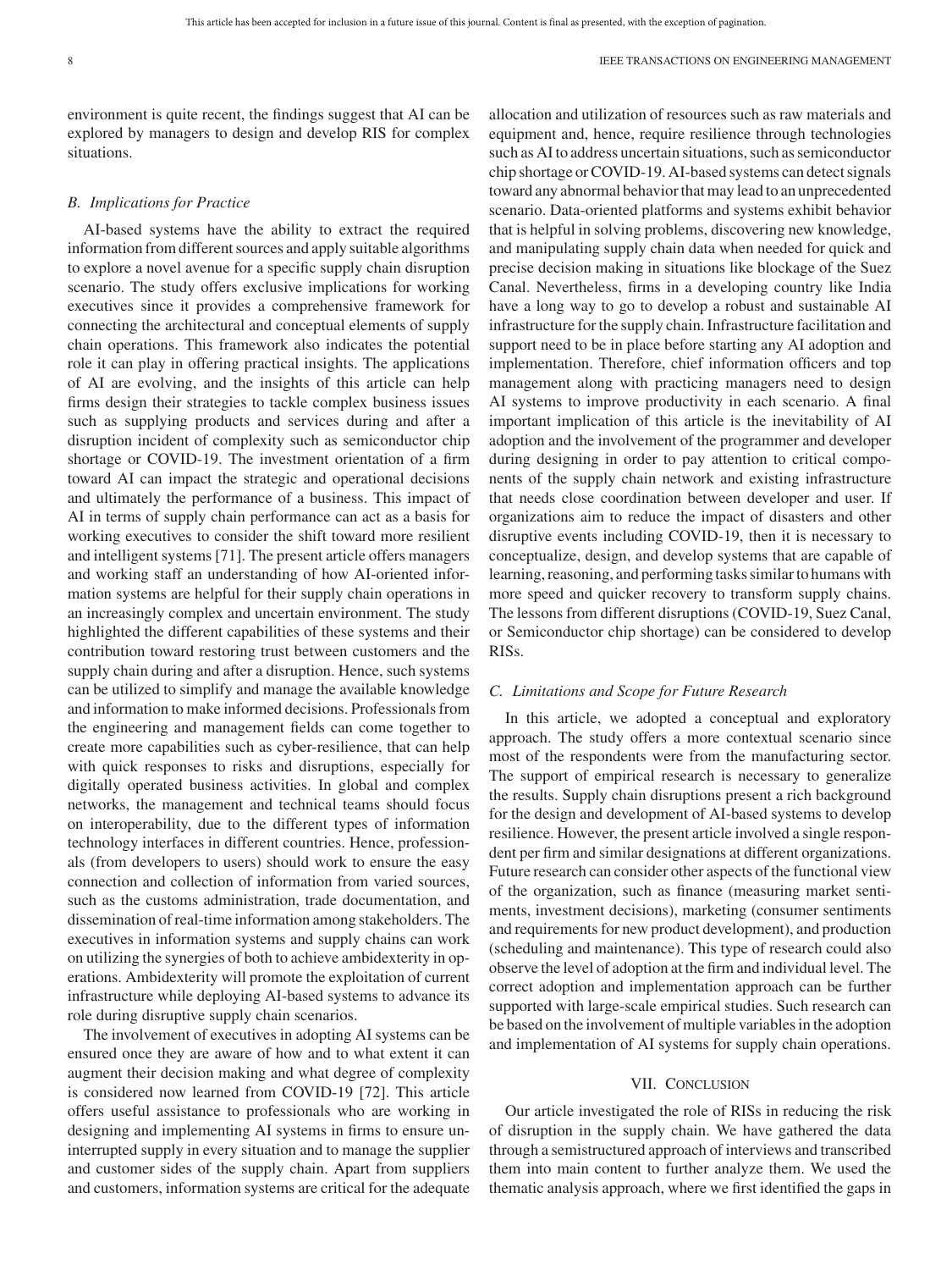environment is quite recent, the findings suggest that AI can be explored by managers to design and develop RIS for complex situations.

### B. Implications for Practice

AI-based systems have the ability to extract the required information from different sources and apply suitable algorithms to explore a novel avenue for a specific supply chain disruption scenario. The study offers exclusive implications for working executives since it provides a comprehensive framework for connecting the architectural and conceptual elements of supply chain operations. This framework also indicates the potential role it can play in offering practical insights. The applications of AI are evolving, and the insights of this article can help firms design their strategies to tackle complex business issues such as supplying products and services during and after a disruption incident of complexity such as semiconductor chip shortage or COVID-19. The investment orientation of a firm toward AI can impact the strategic and operational decisions and ultimately the performance of a business. This impact of AI in terms of supply chain performance can act as a basis for working executives to consider the shift toward more resilient and intelligent systems [71]. The present article offers managers and working staff an understanding of how AI-oriented information systems are helpful for their supply chain operations in an increasingly complex and uncertain environment. The study highlighted the different capabilities of these systems and their contribution toward restoring trust between customers and the supply chain during and after a disruption. Hence, such systems can be utilized to simplify and manage the available knowledge and information to make informed decisions. Professionals from the engineering and management fields can come together to create more capabilities such as cyber-resilience, that can help with quick responses to risks and disruptions, especially for digitally operated business activities. In global and complex networks, the management and technical teams should focus on interoperability, due to the different types of information technology interfaces in different countries. Hence, professionals (from developers to users) should work to ensure the easy connection and collection of information from varied sources, such as the customs administration, trade documentation, and dissemination of real-time information among stakeholders. The executives in information systems and supply chains can work on utilizing the synergies of both to achieve ambidexterity in operations. Ambidexterity will promote the exploitation of current infrastructure while deploying AI-based systems to advance its role during disruptive supply chain scenarios.

The involvement of executives in adopting AI systems can be ensured once they are aware of how and to what extent it can augment their decision making and what degree of complexity is considered now learned from COVID-19 [72]. This article offers useful assistance to professionals who are working in designing and implementing AI systems in firms to ensure uninterrupted supply in every situation and to manage the supplier and customer sides of the supply chain. Apart from suppliers and customers, information systems are critical for the adequate allocation and utilization of resources such as raw materials and equipment and, hence, require resilience through technologies such as AI to address uncertain situations, such as semiconductor chip shortage or COVID-19. AI-based systems can detect signals toward any abnormal behavior that may lead to an unprecedented scenario. Data-oriented platforms and systems exhibit behavior that is helpful in solving problems, discovering new knowledge, and manipulating supply chain data when needed for quick and precise decision making in situations like blockage of the Suez Canal. Nevertheless, firms in a developing country like India have a long way to go to develop a robust and sustainable AI infrastructure for the supply chain. Infrastructure facilitation and support need to be in place before starting any AI adoption and implementation. Therefore, chief information officers and top management along with practicing managers need to design AI systems to improve productivity in each scenario. A final important implication of this article is the inevitability of AI adoption and the involvement of the programmer and developer during designing in order to pay attention to critical components of the supply chain network and existing infrastructure that needs close coordination between developer and user. If organizations aim to reduce the impact of disasters and other disruptive events including COVID-19, then it is necessary to conceptualize, design, and develop systems that are capable of learning, reasoning, and performing tasks similar to humans with more speed and quicker recovery to transform supply chains. The lessons from different disruptions (COVID-19, Suez Canal, or Semiconductor chip shortage) can be considered to develop RISs.

### C. Limitations and Scope for Future Research

In this article, we adopted a conceptual and exploratory approach. The study offers a more contextual scenario since most of the respondents were from the manufacturing sector. The support of empirical research is necessary to generalize the results. Supply chain disruptions present a rich background for the design and development of AI-based systems to develop resilience. However, the present article involved a single respondent per firm and similar designations at different organizations. Future research can consider other aspects of the functional view of the organization, such as finance (measuring market sentiments, investment decisions), marketing (consumer sentiments and requirements for new product development), and production (scheduling and maintenance). This type of research could also observe the level of adoption at the firm and individual level. The correct adoption and implementation approach can be further supported with large-scale empirical studies. Such research can be based on the involvement of multiple variables in the adoption and implementation of AI systems for supply chain operations.

## VII. Conclusion

Our article investigated the role of RISs in reducing the risk of disruption in the supply chain. We have gathered the data through a semistructured approach of interviews and transcribed them into main content to further analyze them. We used the thematic analysis approach, where we first identified the gaps in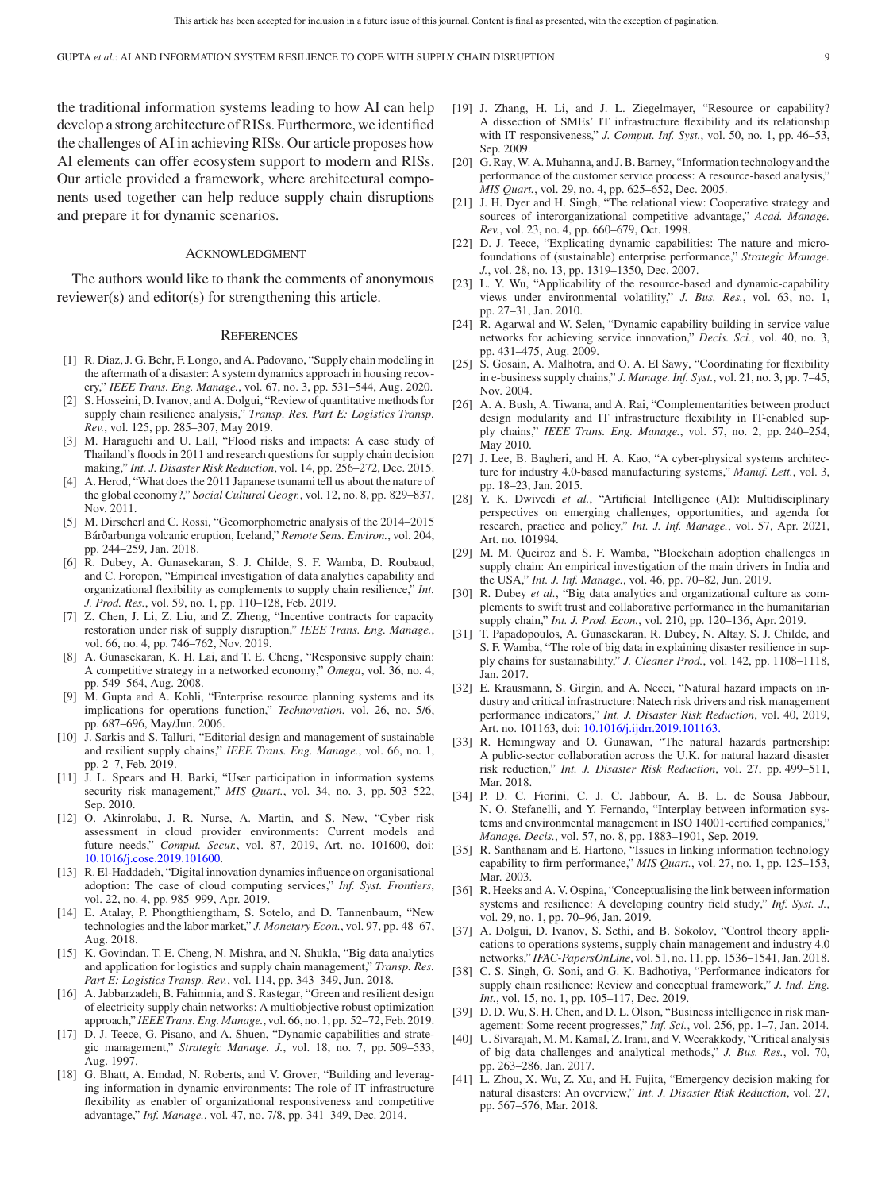the traditional information systems leading to how AI can help develop a strong architecture of RISs. Furthermore, we identified the challenges of AI in achieving RISs. Our article proposes how AI elements can offer ecosystem support to modern and RISs. Our article provided a framework, where architectural components used together can help reduce supply chain disruptions and prepare it for dynamic scenarios.

## Acknowledgment

The authors would like to thank the comments of anonymous reviewer(s) and editor(s) for strengthening this article.

## References

[1] R. Diaz, J. G. Behr, F. Longo, and A. Padovano, "Supply chain modeling in the aftermath of a disaster: A system dynamics approach in housing recovery," *IEEE Trans. Eng. Manage.*, vol. 67, no. 3, pp. 531–544, Aug. 2020.

[2] S. Hosseini, D. Ivanov, and A. Dolgui, "Review of quantitative methods for supply chain resilience analysis," *Transp. Res. Part E: Logistics Transp. Rev.*, vol. 125, pp. 285–307, May 2019.

[3] M. Haraguchi and U. Lall, "Flood risks and impacts: A case study of Thailand's floods in 2011 and research questions for supply chain decision making," *Int. J. Disaster Risk Reduction*, vol. 14, pp. 256–272, Dec. 2015.

[4] A. Herod, "What does the 2011 Japanese tsunami tell us about the nature of the global economy?," *Social Cultural Geogr.*, vol. 12, no. 8, pp. 829–837, Nov. 2011.

[5] M. Dirscherl and C. Rossi, "Geomorphometric analysis of the 2014–2015 Bárðarbunga volcanic eruption, Iceland," *Remote Sens. Environ.*, vol. 204, pp. 244–259, Jan. 2018.

[6] R. Dubey, A. Gunasekaran, S. J. Childe, S. F. Wamba, D. Roubaud, and C. Foropon, "Empirical investigation of data analytics capability and organizational flexibility as complements to supply chain resilience," *Int. J. Prod. Res.*, vol. 59, no. 1, pp. 110–128, Feb. 2019.

[7] Z. Chen, J. Li, Z. Liu, and Z. Zheng, "Incentive contracts for capacity restoration under risk of supply disruption," *IEEE Trans. Eng. Manage.*, vol. 66, no. 4, pp. 746–762, Nov. 2019.

[8] A. Gunasekaran, K. H. Lai, and T. E. Cheng, "Responsive supply chain: A competitive strategy in a networked economy," *Omega*, vol. 36, no. 4, pp. 549–564, Aug. 2008.

[9] M. Gupta and A. Kohli, "Enterprise resource planning systems and its implications for operations function," *Technovation*, vol. 26, no. 5/6, pp. 687–696, May/Jun. 2006.

[10] J. Sarkis and S. Talluri, "Editorial design and management of sustainable and resilient supply chains," *IEEE Trans. Eng. Manage.*, vol. 66, no. 1, pp. 2–7, Feb. 2019.

[11] J. L. Spears and H. Barki, "User participation in information systems security risk management," *MIS Quart.*, vol. 34, no. 3, pp. 503–522, Sep. 2010.

[12] O. Akinrolabu, J. R. Nurse, A. Martin, and S. New, "Cyber risk assessment in cloud provider environments: Current models and future needs," *Comput. Secur.*, vol. 87, 2019, Art. no. 101600, doi: 10.1016/j.cose.2019.101600.

[13] R. El-Haddadeh, "Digital innovation dynamics influence on organisational adoption: The case of cloud computing services," *Inf. Syst. Frontiers*, vol. 22, no. 4, pp. 985–999, Apr. 2019.

[14] E. Atalay, P. Phongthiengtham, S. Sotelo, and D. Tannenbaum, "New technologies and the labor market," *J. Monetary Econ.*, vol. 97, pp. 48–67, Aug. 2018.

[15] K. Govindan, T. E. Cheng, N. Mishra, and N. Shukla, "Big data analytics and application for logistics and supply chain management," *Transp. Res. Part E: Logistics Transp. Rev.*, vol. 114, pp. 343–349, Jun. 2018.

[16] A. Jabbarzadeh, B. Fahimnia, and S. Rastegar, "Green and resilient design of electricity supply chain networks: A multiobjective robust optimization approach," *IEEE Trans. Eng. Manage.*, vol. 66, no. 1, pp. 52–72, Feb. 2019.

[17] D. J. Teece, G. Pisano, and A. Shuen, "Dynamic capabilities and strategic management," *Strategic Manage. J.*, vol. 18, no. 7, pp. 509–533, Aug. 1997.

[18] G. Bhatt, A. Emdad, N. Roberts, and V. Grover, "Building and leveraging information in dynamic environments: The role of IT infrastructure flexibility as enabler of organizational responsiveness and competitive advantage," *Inf. Manage.*, vol. 47, no. 7/8, pp. 341–349, Dec. 2014.

[19] J. Zhang, H. Li, and J. L. Ziegelmayer, "Resource or capability? A dissection of SMEs' IT infrastructure flexibility and its relationship with IT responsiveness," *J. Comput. Inf. Syst.*, vol. 50, no. 1, pp. 46–53, Sep. 2009.

[20] G. Ray, W. A. Muhanna, and J. B. Barney, "Information technology and the performance of the customer service process: A resource-based analysis," *MIS Quart.*, vol. 29, no. 4, pp. 625–652, Dec. 2005.

[21] J. H. Dyer and H. Singh, "The relational view: Cooperative strategy and sources of interorganizational competitive advantage," *Acad. Manage. Rev.*, vol. 23, no. 4, pp. 660–679, Oct. 1998.

[22] D. J. Teece, "Explicating dynamic capabilities: The nature and microfoundations of (sustainable) enterprise performance," *Strategic Manage. J.*, vol. 28, no. 13, pp. 1319–1350, Dec. 2007.

[23] L. Y. Wu, "Applicability of the resource-based and dynamic-capability views under environmental volatility," *J. Bus. Res.*, vol. 63, no. 1, pp. 27–31, Jan. 2010.

[24] R. Agarwal and W. Selen, "Dynamic capability building in service value networks for achieving service innovation," *Decis. Sci.*, vol. 40, no. 3, pp. 431–475, Aug. 2009.

[25] S. Gosain, A. Malhotra, and O. A. El Sawy, "Coordinating for flexibility in e-business supply chains," *J. Manage. Inf. Syst.*, vol. 21, no. 3, pp. 7–45, Nov. 2004.

[26] A. A. Bush, A. Tiwana, and A. Rai, "Complementarities between product design modularity and IT infrastructure flexibility in IT-enabled supply chains," *IEEE Trans. Eng. Manage.*, vol. 57, no. 2, pp. 240–254, May 2010.

[27] J. Lee, B. Bagheri, and H. A. Kao, "A cyber-physical systems architecture for industry 4.0-based manufacturing systems," *Manuf. Lett.*, vol. 3, pp. 18–23, Jan. 2015.

[28] Y. K. Dwivedi *et al.*, "Artificial Intelligence (AI): Multidisciplinary perspectives on emerging challenges, opportunities, and agenda for research, practice and policy," *Int. J. Inf. Manage.*, vol. 57, Apr. 2021, Art. no. 101994.

[29] M. M. Queiroz and S. F. Wamba, "Blockchain adoption challenges in supply chain: An empirical investigation of the main drivers in India and the USA," *Int. J. Inf. Manage.*, vol. 46, pp. 70–82, Jun. 2019.

[30] R. Dubey *et al.*, "Big data analytics and organizational culture as complements to swift trust and collaborative performance in the humanitarian supply chain," *Int. J. Prod. Econ.*, vol. 210, pp. 120–136, Apr. 2019.

[31] T. Papadopoulos, A. Gunasekaran, R. Dubey, N. Altay, S. J. Childe, and S. F. Wamba, "The role of big data in explaining disaster resilience in supply chains for sustainability," *J. Cleaner Prod.*, vol. 142, pp. 1108–1118, Jan. 2017.

[32] E. Krausmann, S. Girgin, and A. Necci, "Natural hazard impacts on industry and critical infrastructure: Natech risk drivers and risk management performance indicators," *Int. J. Disaster Risk Reduction*, vol. 40, 2019, Art. no. 101163, doi: 10.1016/j.ijdrr.2019.101163.

[33] R. Hemingway and O. Gunawan, "The natural hazards partnership: A public-sector collaboration across the U.K. for natural hazard disaster risk reduction," *Int. J. Disaster Risk Reduction*, vol. 27, pp. 499–511, Mar. 2018.

[34] P. D. C. Fiorini, C. J. C. Jabbour, A. B. L. de Sousa Jabbour, N. O. Stefanelli, and Y. Fernando, "Interplay between information systems and environmental management in ISO 14001-certified companies," *Manage. Decis.*, vol. 57, no. 8, pp. 1883–1901, Sep. 2019.

[35] R. Santhanam and E. Hartono, "Issues in linking information technology capability to firm performance," *MIS Quart.*, vol. 27, no. 1, pp. 125–153, Mar. 2003.

[36] R. Heeks and A. V. Ospina, "Conceptualising the link between information systems and resilience: A developing country field study," *Inf. Syst. J.*, vol. 29, no. 1, pp. 70–96, Jan. 2019.

[37] A. Dolgui, D. Ivanov, S. Sethi, and B. Sokolov, "Control theory applications to operations systems, supply chain management and industry 4.0 networks," *IFAC-PapersOnLine*, vol. 51, no. 11, pp. 1536–1541, Jan. 2018.

[38] C. S. Singh, G. Soni, and G. K. Badhotiya, "Performance indicators for supply chain resilience: Review and conceptual framework," *J. Ind. Eng. Int.*, vol. 15, no. 1, pp. 105–117, Dec. 2019.

[39] D. D. Wu, S. H. Chen, and D. L. Olson, "Business intelligence in risk management: Some recent progresses," *Inf. Sci.*, vol. 256, pp. 1–7, Jan. 2014.

[40] U. Sivarajah, M. M. Kamal, Z. Irani, and V. Weerakkody, "Critical analysis of big data challenges and analytical methods," *J. Bus. Res.*, vol. 70, pp. 263–286, Jan. 2017.

[41] L. Zhou, X. Wu, Z. Xu, and H. Fujita, "Emergency decision making for natural disasters: An overview," *Int. J. Disaster Risk Reduction*, vol. 27, pp. 567–576, Mar. 2018.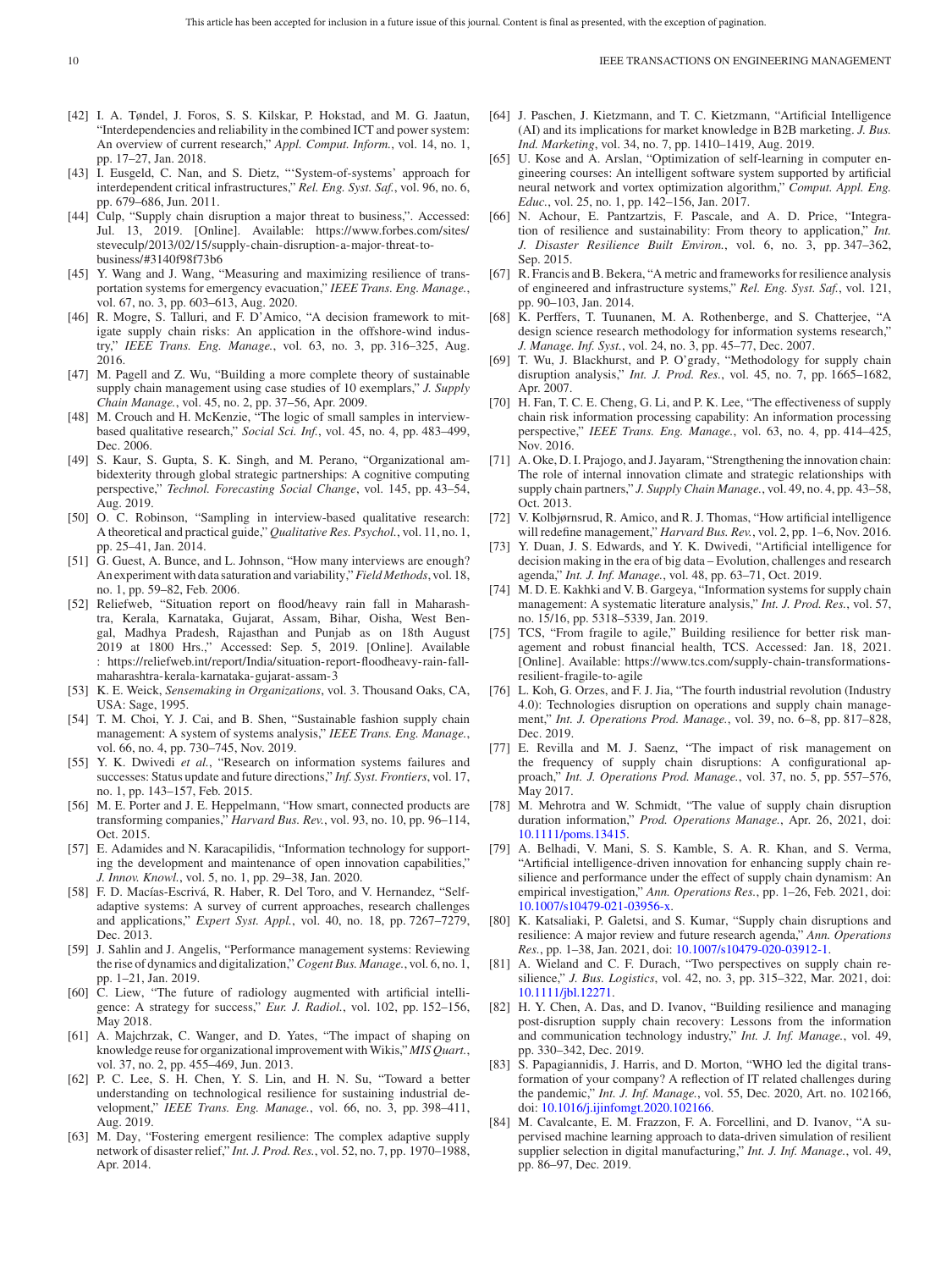[42] I. A. Tøndel, J. Foros, S. S. Kilskar, P. Hokstad, and M. G. Jaatun, "Interdependencies and reliability in the combined ICT and power system: An overview of current research," *Appl. Comput. Inform.*, vol. 14, no. 1, pp. 17–27, Jan. 2018.

[43] I. Eusgeld, C. Nan, and S. Dietz, "'System-of-systems' approach for interdependent critical infrastructures," *Rel. Eng. Syst. Saf.*, vol. 96, no. 6, pp. 679–686, Jun. 2011.

[44] Culp, "Supply chain disruption a major threat to business,". Accessed: Jul. 13, 2019. [Online]. Available: https://www.forbes.com/sites/steveculp/2013/02/15/supply-chain-disruption-a-major-threat-to-business/#3140f98f73b6

[45] Y. Wang and J. Wang, "Measuring and maximizing resilience of transportation systems for emergency evacuation," *IEEE Trans. Eng. Manage.*, vol. 67, no. 3, pp. 603–613, Aug. 2020.

[46] R. Mogre, S. Talluri, and F. D'Amico, "A decision framework to mitigate supply chain risks: An application in the offshore-wind industry," *IEEE Trans. Eng. Manage.*, vol. 63, no. 3, pp. 316–325, Aug. 2016.

[47] M. Pagell and Z. Wu, "Building a more complete theory of sustainable supply chain management using case studies of 10 exemplars," *J. Supply Chain Manage.*, vol. 45, no. 2, pp. 37–56, Apr. 2009.

[48] M. Crouch and H. McKenzie, "The logic of small samples in interview-based qualitative research," *Social Sci. Inf.*, vol. 45, no. 4, pp. 483–499, Dec. 2006.

[49] S. Kaur, S. Gupta, S. K. Singh, and M. Perano, "Organizational ambidexterity through global strategic partnerships: A cognitive computing perspective," *Technol. Forecasting Social Change*, vol. 145, pp. 43–54, Aug. 2019.

[50] O. C. Robinson, "Sampling in interview-based qualitative research: A theoretical and practical guide," *Qualitative Res. Psychol.*, vol. 11, no. 1, pp. 25–41, Jan. 2014.

[51] G. Guest, A. Bunce, and L. Johnson, "How many interviews are enough? An experiment with data saturation and variability," *Field Methods*, vol. 18, no. 1, pp. 59–82, Feb. 2006.

[52] Reliefweb, "Situation report on flood/heavy rain fall in Maharashtra, Kerala, Karnataka, Gujarat, Assam, Bihar, Oisha, West Bengal, Madhya Pradesh, Rajasthan and Punjab as on 18th August 2019 at 1800 Hrs.," Accessed: Sep. 5, 2019. [Online]. Available: https://reliefweb.int/report/India/situation-report-floodheavy-rain-fall-maharashtra-kerala-karnataka-gujarat-assam-3

[53] K. E. Weick, *Sensemaking in Organizations*, vol. 3. Thousand Oaks, CA, USA: Sage, 1995.

[54] T. M. Choi, Y. J. Cai, and B. Shen, "Sustainable fashion supply chain management: A system of systems analysis," *IEEE Trans. Eng. Manage.*, vol. 66, no. 4, pp. 730–745, Nov. 2019.

[55] Y. K. Dwivedi *et al.*, "Research on information systems failures and successes: Status update and future directions," *Inf. Syst. Frontiers*, vol. 17, no. 1, pp. 143–157, Feb. 2015.

[56] M. E. Porter and J. E. Heppelmann, "How smart, connected products are transforming companies," *Harvard Bus. Rev.*, vol. 93, no. 10, pp. 96–114, Oct. 2015.

[57] E. Adamides and N. Karacapilidis, "Information technology for supporting the development and maintenance of open innovation capabilities," *J. Innov. Knowl.*, vol. 5, no. 1, pp. 29–38, Jan. 2020.

[58] F. D. Macías-Escrivá, R. Haber, R. Del Toro, and V. Hernandez, "Self-adaptive systems: A survey of current approaches, research challenges and applications," *Expert Syst. Appl.*, vol. 40, no. 18, pp. 7267–7279, Dec. 2013.

[59] J. Sahlin and J. Angelis, "Performance management systems: Reviewing the rise of dynamics and digitalization," *Cogent Bus. Manage.*, vol. 6, no. 1, pp. 1–21, Jan. 2019.

[60] C. Liew, "The future of radiology augmented with artificial intelligence: A strategy for success," *Eur. J. Radiol.*, vol. 102, pp. 152–156, May 2018.

[61] A. Majchrzak, C. Wanger, and D. Yates, "The impact of shaping on knowledge reuse for organizational improvement with Wikis," *MIS Quart.*, vol. 37, no. 2, pp. 455–469, Jun. 2013.

[62] P. C. Lee, S. H. Chen, Y. S. Lin, and H. N. Su, "Toward a better understanding on technological resilience for sustaining industrial development," *IEEE Trans. Eng. Manage.*, vol. 66, no. 3, pp. 398–411, Aug. 2019.

[63] M. Day, "Fostering emergent resilience: The complex adaptive supply network of disaster relief," *Int. J. Prod. Res.*, vol. 52, no. 7, pp. 1970–1988, Apr. 2014.

[64] J. Paschen, J. Kietzmann, and T. C. Kietzmann, "Artificial Intelligence (AI) and its implications for market knowledge in B2B marketing. *J. Bus. Ind. Marketing*, vol. 34, no. 7, pp. 1410–1419, Aug. 2019.

[65] U. Kose and A. Arslan, "Optimization of self-learning in computer engineering courses: An intelligent software system supported by artificial neural network and vortex optimization algorithm," *Comput. Appl. Eng. Educ.*, vol. 25, no. 1, pp. 142–156, Jan. 2017.

[66] N. Achour, E. Pantzartzis, F. Pascale, and A. D. Price, "Integration of resilience and sustainability: From theory to application," *Int. J. Disaster Resilience Built Environ.*, vol. 6, no. 3, pp. 347–362, Sep. 2015.

[67] R. Francis and B. Bekera, "A metric and frameworks for resilience analysis of engineered and infrastructure systems," *Rel. Eng. Syst. Saf.*, vol. 121, pp. 90–103, Jan. 2014.

[68] K. Perffers, T. Tuunanen, M. A. Rothenberge, and S. Chatterjee, "A design science research methodology for information systems research," *J. Manage. Inf. Syst.*, vol. 24, no. 3, pp. 45–77, Dec. 2007.

[69] T. Wu, J. Blackhurst, and P. O'grady, "Methodology for supply chain disruption analysis," *Int. J. Prod. Res.*, vol. 45, no. 7, pp. 1665–1682, Apr. 2007.

[70] H. Fan, T. C. E. Cheng, G. Li, and P. K. Lee, "The effectiveness of supply chain risk information processing capability: An information processing perspective," *IEEE Trans. Eng. Manage.*, vol. 63, no. 4, pp. 414–425, Nov. 2016.

[71] A. Oke, D. I. Prajogo, and J. Jayaram, "Strengthening the innovation chain: The role of internal innovation climate and strategic relationships with supply chain partners," *J. Supply Chain Manage.*, vol. 49, no. 4, pp. 43–58, Oct. 2013.

[72] V. Kolbjørnsrud, R. Amico, and R. J. Thomas, "How artificial intelligence will redefine management," *Harvard Bus. Rev.*, vol. 2, pp. 1–6, Nov. 2016.

[73] Y. Duan, J. S. Edwards, and Y. K. Dwivedi, "Artificial intelligence for decision making in the era of big data – Evolution, challenges and research agenda," *Int. J. Inf. Manage.*, vol. 48, pp. 63–71, Oct. 2019.

[74] M. D. E. Kakhki and V. B. Gargeya, "Information systems for supply chain management: A systematic literature analysis," *Int. J. Prod. Res.*, vol. 57, no. 15/16, pp. 5318–5339, Jan. 2019.

[75] TCS, "From fragile to agile," Building resilience for better risk management and robust financial health, TCS. Accessed: Jan. 18, 2021. [Online]. Available: https://www.tcs.com/supply-chain-transformations-resilient-fragile-to-agile

[76] L. Koh, G. Orzes, and F. J. Jia, "The fourth industrial revolution (Industry 4.0): Technologies disruption on operations and supply chain management," *Int. J. Operations Prod. Manage.*, vol. 39, no. 6–8, pp. 817–828, Dec. 2019.

[77] E. Revilla and M. J. Saenz, "The impact of risk management on the frequency of supply chain disruptions: A configurational approach," *Int. J. Operations Prod. Manage.*, vol. 37, no. 5, pp. 557–576, May 2017.

[78] M. Mehrotra and W. Schmidt, "The value of supply chain disruption duration information," *Prod. Operations Manage.*, Apr. 26, 2021, doi: 10.1111/poms.13415.

[79] A. Belhadi, V. Mani, S. S. Kamble, S. A. R. Khan, and S. Verma, "Artificial intelligence-driven innovation for enhancing supply chain resilience and performance under the effect of supply chain dynamism: An empirical investigation," *Ann. Operations Res.*, pp. 1–26, Feb. 2021, doi: 10.1007/s10479-021-03956-x.

[80] K. Katsaliaki, P. Galetsi, and S. Kumar, "Supply chain disruptions and resilience: A major review and future research agenda," *Ann. Operations Res.*, pp. 1–38, Jan. 2021, doi: 10.1007/s10479-020-03912-1.

[81] A. Wieland and C. F. Durach, "Two perspectives on supply chain resilience," *J. Bus. Logistics*, vol. 42, no. 3, pp. 315–322, Mar. 2021, doi: 10.1111/jbl.12271.

[82] H. Y. Chen, A. Das, and D. Ivanov, "Building resilience and managing post-disruption supply chain recovery: Lessons from the information and communication technology industry," *Int. J. Inf. Manage.*, vol. 49, pp. 330–342, Dec. 2019.

[83] S. Papagiannidis, J. Harris, and D. Morton, "WHO led the digital transformation of your company? A reflection of IT related challenges during the pandemic," *Int. J. Inf. Manage.*, vol. 55, Dec. 2020, Art. no. 102166, doi: 10.1016/j.ijinfomgt.2020.102166.

[84] M. Cavalcante, E. M. Frazzon, F. A. Forcellini, and D. Ivanov, "A supervised machine learning approach to data-driven simulation of resilient supplier selection in digital manufacturing," *Int. J. Inf. Manage.*, vol. 49, pp. 86–97, Dec. 2019.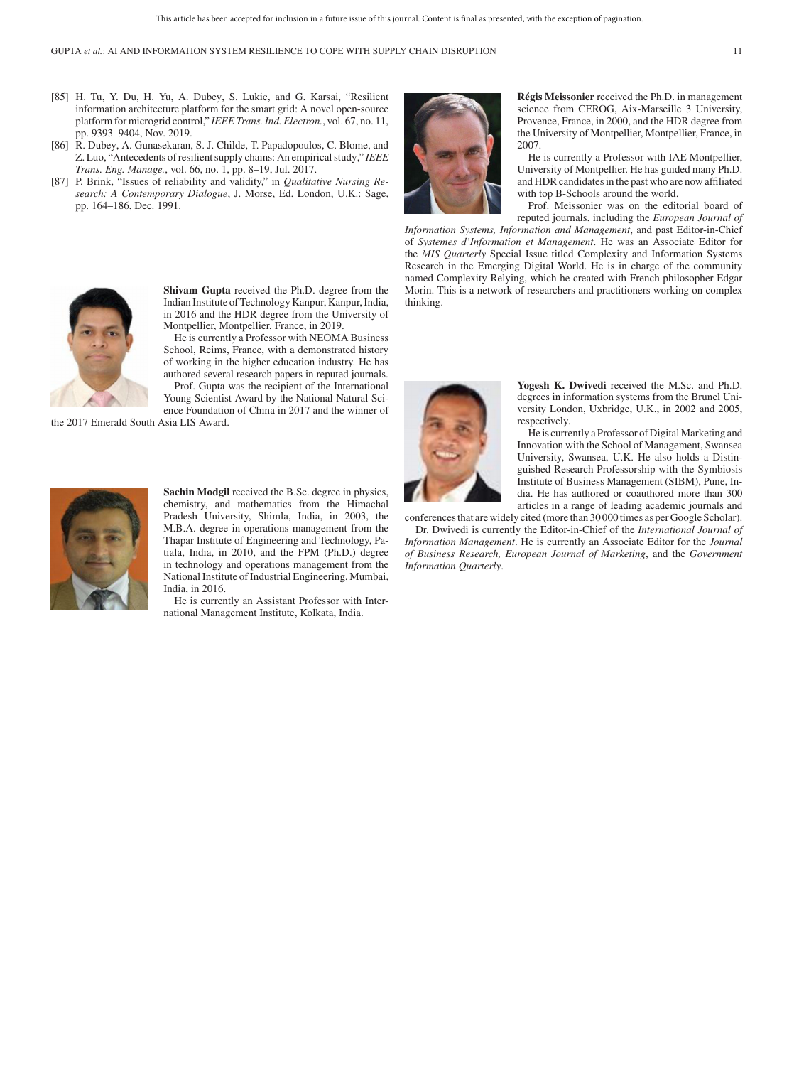[85] H. Tu, Y. Du, H. Yu, A. Dubey, S. Lukic, and G. Karsai, "Resilient information architecture platform for the smart grid: A novel open-source platform for microgrid control," *IEEE Trans. Ind. Electron.*, vol. 67, no. 11, pp. 9393–9404, Nov. 2019.

[86] R. Dubey, A. Gunasekaran, S. J. Childe, T. Papadopoulos, C. Blome, and Z. Luo, "Antecedents of resilient supply chains: An empirical study," *IEEE Trans. Eng. Manage.*, vol. 66, no. 1, pp. 8–19, Jul. 2017.

[87] P. Brink, "Issues of reliability and validity," in *Qualitative Nursing Research: A Contemporary Dialogue*, J. Morse, Ed. London, U.K.: Sage, pp. 164–186, Dec. 1991.

**Shivam Gupta** received the Ph.D. degree from the Indian Institute of Technology Kanpur, Kanpur, India, in 2016 and the HDR degree from the University of Montpellier, Montpellier, France, in 2019.

He is currently a Professor with NEOMA Business School, Reims, France, with a demonstrated history of working in the higher education industry. He has authored several research papers in reputed journals.

Prof. Gupta was the recipient of the International Young Scientist Award by the National Natural Science Foundation of China in 2017 and the winner of the 2017 Emerald South Asia LIS Award.

**Sachin Modgil** received the B.Sc. degree in physics, chemistry, and mathematics from the Himachal Pradesh University, Shimla, India, in 2003, the M.B.A. degree in operations management from the Thapar Institute of Engineering and Technology, Patiala, India, in 2010, and the FPM (Ph.D.) degree in technology and operations management from the National Institute of Industrial Engineering, Mumbai, India, in 2016.

He is currently an Assistant Professor with International Management Institute, Kolkata, India.

**Régis Meissonier** received the Ph.D. in management science from CEROG, Aix-Marseille 3 University, Provence, France, in 2000, and the HDR degree from the University of Montpellier, Montpellier, France, in 2007.

He is currently a Professor with IAE Montpellier, University of Montpellier. He has guided many Ph.D. and HDR candidates in the past who are now affiliated with top B-Schools around the world.

Prof. Meissonier was on the editorial board of reputed journals, including the *European Journal of Information Systems, Information and Management*, and past Editor-in-Chief of *Systemes d'Information et Management*. He was an Associate Editor for the *MIS Quarterly* Special Issue titled Complexity and Information Systems Research in the Emerging Digital World. He is in charge of the community named Complexity Relying, which he created with French philosopher Edgar Morin. This is a network of researchers and practitioners working on complex thinking.

**Yogesh K. Dwivedi** received the M.Sc. and Ph.D. degrees in information systems from the Brunel University London, Uxbridge, U.K., in 2002 and 2005, respectively.

He is currently a Professor of Digital Marketing and Innovation with the School of Management, Swansea University, Swansea, U.K. He also holds a Distinguished Research Professorship with the Symbiosis Institute of Business Management (SIBM), Pune, India. He has authored or coauthored more than 300 articles in a range of leading academic journals and conferences that are widely cited (more than 30 000 times as per Google Scholar).

Dr. Dwivedi is currently the Editor-in-Chief of the *International Journal of Information Management*. He is currently an Associate Editor for the *Journal of Business Research, European Journal of Marketing*, and the *Government Information Quarterly*.